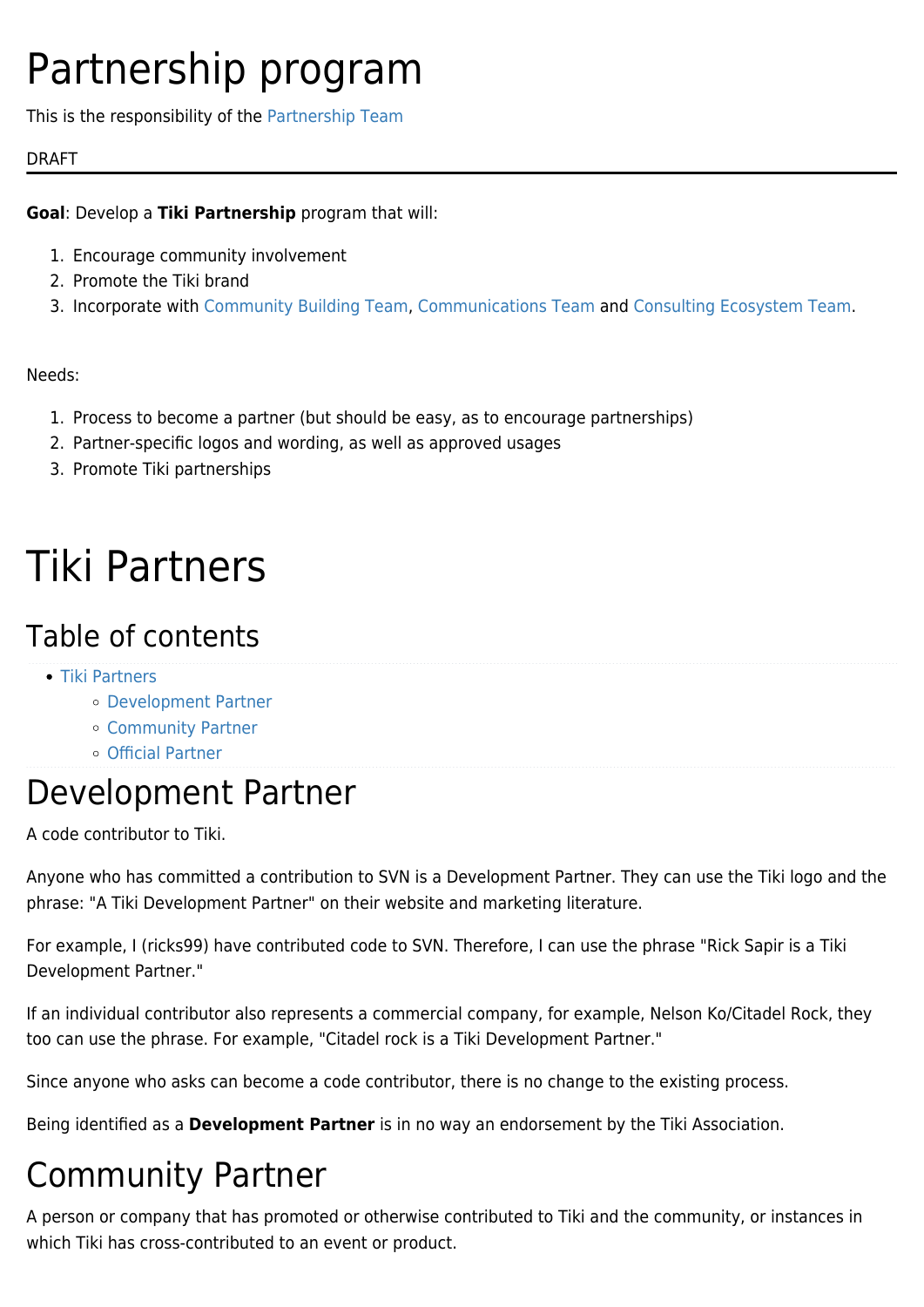# Partnership program

This is the responsibility of the Partnership Team

DRAFT

---

**Goal**: Develop a **Tiki Partnership** program that will:

1. Encourage community involvement
2. Promote the Tiki brand
3. Incorporate with Community Building Team, Communications Team and Consulting Ecosystem Team.

Needs:

1. Process to become a partner (but should be easy, as to encourage partnerships)
2. Partner-specific logos and wording, as well as approved usages
3. Promote Tiki partnerships

# Tiki Partners

## Table of contents

- Tiki Partners
  - Development Partner
  - Community Partner
  - Official Partner

# Development Partner

A code contributor to Tiki.

Anyone who has committed a contribution to SVN is a Development Partner. They can use the Tiki logo and the phrase: "A Tiki Development Partner" on their website and marketing literature.

For example, I (ricks99) have contributed code to SVN. Therefore, I can use the phrase "Rick Sapir is a Tiki Development Partner."

If an individual contributor also represents a commercial company, for example, Nelson Ko/Citadel Rock, they too can use the phrase. For example, "Citadel rock is a Tiki Development Partner."

Since anyone who asks can become a code contributor, there is no change to the existing process.

Being identified as a **Development Partner** is in no way an endorsement by the Tiki Association.

# Community Partner

A person or company that has promoted or otherwise contributed to Tiki and the community, or instances in which Tiki has cross-contributed to an event or product.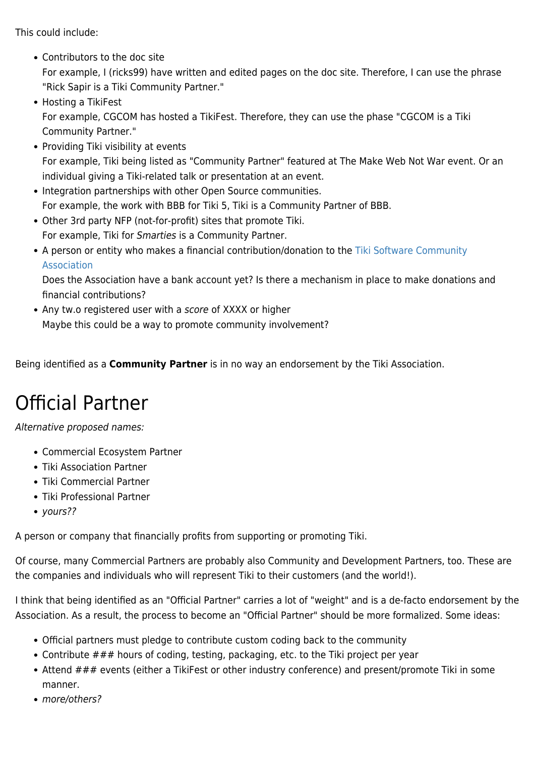This could include:

- Contributors to the doc site
  For example, I (ricks99) have written and edited pages on the doc site. Therefore, I can use the phrase "Rick Sapir is a Tiki Community Partner."
- Hosting a TikiFest
  For example, CGCOM has hosted a TikiFest. Therefore, they can use the phase "CGCOM is a Tiki Community Partner."
- Providing Tiki visibility at events
  For example, Tiki being listed as "Community Partner" featured at The Make Web Not War event. Or an individual giving a Tiki-related talk or presentation at an event.
- Integration partnerships with other Open Source communities.
  For example, the work with BBB for Tiki 5, Tiki is a Community Partner of BBB.
- Other 3rd party NFP (not-for-profit) sites that promote Tiki.
  For example, Tiki for *Smarties* is a Community Partner.
- A person or entity who makes a financial contribution/donation to the Tiki Software Community Association
  Does the Association have a bank account yet? Is there a mechanism in place to make donations and financial contributions?
- Any tw.o registered user with a *score* of XXXX or higher
  Maybe this could be a way to promote community involvement?

Being identified as a **Community Partner** is in no way an endorsement by the Tiki Association.

# Official Partner

*Alternative proposed names:*

- Commercial Ecosystem Partner
- Tiki Association Partner
- Tiki Commercial Partner
- Tiki Professional Partner
- *yours??*

A person or company that financially profits from supporting or promoting Tiki.

Of course, many Commercial Partners are probably also Community and Development Partners, too. These are the companies and individuals who will represent Tiki to their customers (and the world!).

I think that being identified as an "Official Partner" carries a lot of "weight" and is a de-facto endorsement by the Association. As a result, the process to become an "Official Partner" should be more formalized. Some ideas:

- Official partners must pledge to contribute custom coding back to the community
- Contribute ### hours of coding, testing, packaging, etc. to the Tiki project per year
- Attend ### events (either a TikiFest or other industry conference) and present/promote Tiki in some manner.
- *more/others?*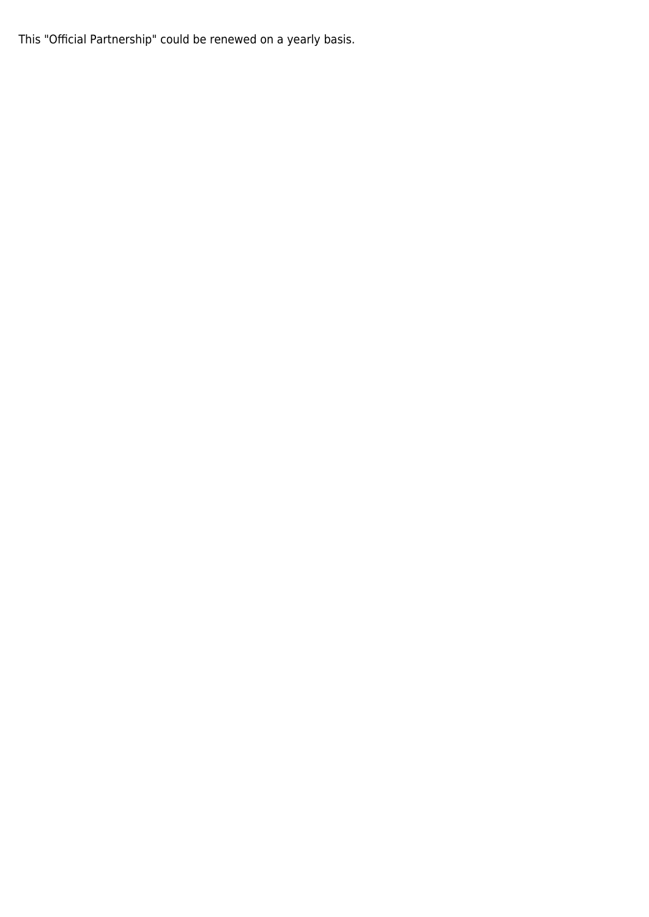This "Official Partnership" could be renewed on a yearly basis.